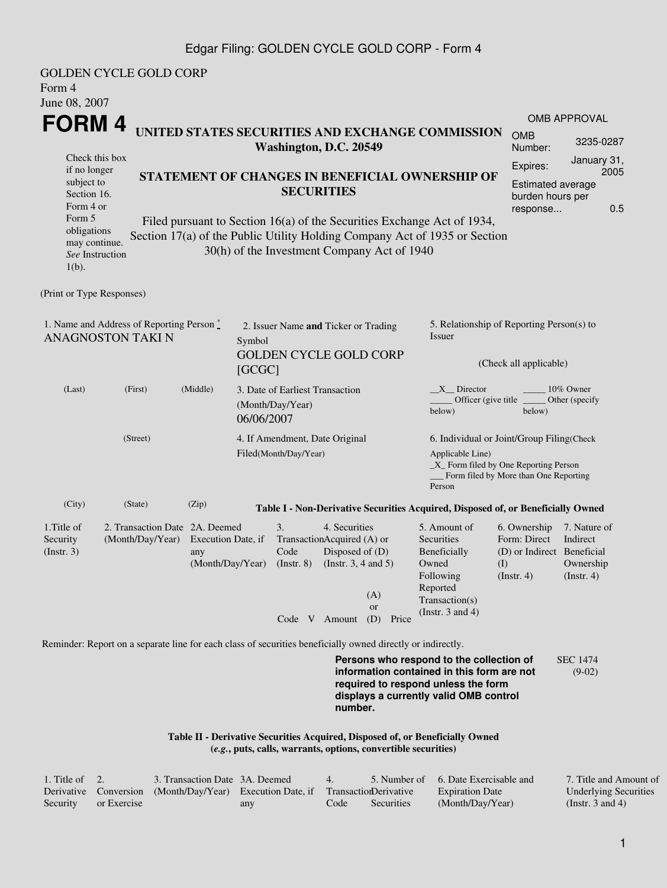GOLDEN CYCLE GOLD CORP
Form 4
June 08, 2007

# FORM 4

## UNITED STATES SECURITIES AND EXCHANGE COMMISSION
**Washington, D.C. 20549**

| OMB APPROVAL | |
|---|---|
| OMB Number: | 3235-0287 |
| Expires: | January 31, 2005 |
| Estimated average burden hours per response... | 0.5 |

Check this box if no longer subject to Section 16. Form 4 or Form 5 obligations may continue. *See* Instruction 1(b).

## STATEMENT OF CHANGES IN BENEFICIAL OWNERSHIP OF SECURITIES

Filed pursuant to Section 16(a) of the Securities Exchange Act of 1934, Section 17(a) of the Public Utility Holding Company Act of 1935 or Section 30(h) of the Investment Company Act of 1940

(Print or Type Responses)

1. Name and Address of Reporting Person *
ANAGNOSTON TAKI N

(Last) (First) (Middle)

(Street)

(City) (State) (Zip)

2. Issuer Name **and** Ticker or Trading Symbol
GOLDEN CYCLE GOLD CORP [GCGC]

3. Date of Earliest Transaction (Month/Day/Year)
06/06/2007

4. If Amendment, Date Original Filed(Month/Day/Year)

5. Relationship of Reporting Person(s) to Issuer

(Check all applicable)

__X__ Director _____ 10% Owner
_____ Officer (give title below) _____ Other (specify below)

6. Individual or Joint/Group Filing(Check Applicable Line)
_X_ Form filed by One Reporting Person
___ Form filed by More than One Reporting Person

**Table I - Non-Derivative Securities Acquired, Disposed of, or Beneficially Owned**

| 1.Title of Security (Instr. 3) | 2. Transaction Date (Month/Day/Year) | 2A. Deemed Execution Date, if any (Month/Day/Year) | 3. Transaction Code (Instr. 8) | | 4. Securities Acquired (A) or Disposed of (D) (Instr. 3, 4 and 5) | | | 5. Amount of Securities Beneficially Owned Following Reported Transaction(s) (Instr. 3 and 4) | 6. Ownership Form: Direct (D) or Indirect (I) (Instr. 4) | 7. Nature of Indirect Beneficial Ownership (Instr. 4) |
|---|---|---|---|---|---|---|---|---|---|---|
| | | | Code | V | Amount | (A) or (D) | Price | | | |

Reminder: Report on a separate line for each class of securities beneficially owned directly or indirectly.

**Persons who respond to the collection of information contained in this form are not required to respond unless the form displays a currently valid OMB control number.**

SEC 1474 (9-02)

**Table II - Derivative Securities Acquired, Disposed of, or Beneficially Owned**
**(*e.g.*, puts, calls, warrants, options, convertible securities)**

| 1. Title of Derivative Security | 2. Conversion or Exercise | 3. Transaction Date (Month/Day/Year) | 3A. Deemed Execution Date, if any | 4. Transaction Code | 5. Number of Derivative Securities | 6. Date Exercisable and Expiration Date (Month/Day/Year) | 7. Title and Amount of Underlying Securities (Instr. 3 and 4) |
|---|---|---|---|---|---|---|---|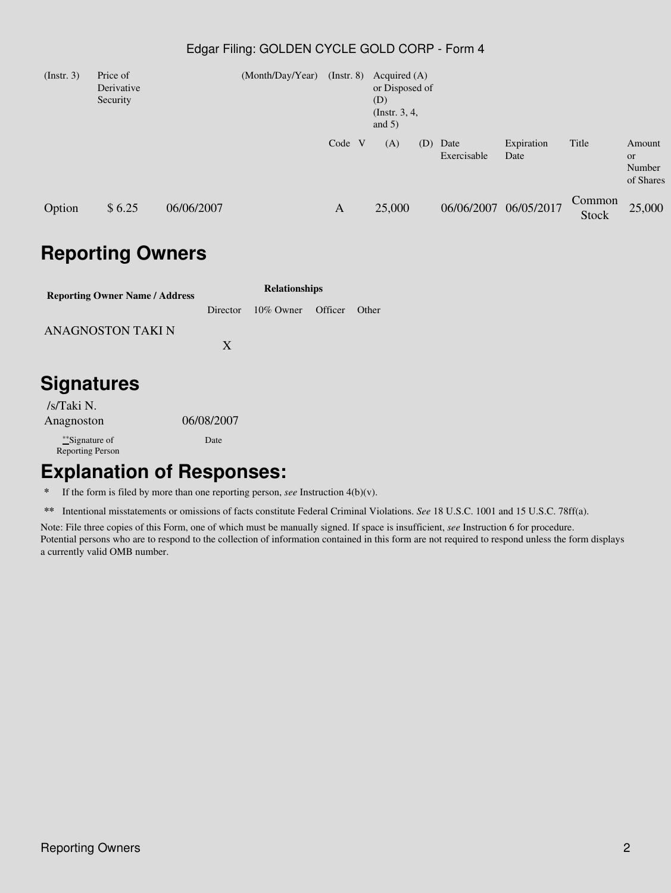| (Instr. 3) | Price of Derivative Security | | (Month/Day/Year) | (Instr. 8) | | Acquired (A) or Disposed of (D) (Instr. 3, 4, and 5) | | | | | |
|---|---|---|---|---|---|---|---|---|---|---|---|
| | | | | Code | V | (A) | (D) | Date Exercisable | Expiration Date | Title | Amount or Number of Shares |
| Option | $ 6.25 | 06/06/2007 | | A | | 25,000 | | 06/06/2007 | 06/05/2017 | Common Stock | 25,000 |

# Reporting Owners

| Reporting Owner Name / Address | Relationships | | | |
|---|---|---|---|---|
| | Director | 10% Owner | Officer | Other |
| ANAGNOSTON TAKI N | X | | | |

# Signatures

| | |
|---|---|
| /s/Taki N. Anagnoston | 06/08/2007 |
| **Signature of Reporting Person | Date |

# Explanation of Responses:

\* If the form is filed by more than one reporting person, *see* Instruction 4(b)(v).

\*\* Intentional misstatements or omissions of facts constitute Federal Criminal Violations. *See* 18 U.S.C. 1001 and 15 U.S.C. 78ff(a).

Note: File three copies of this Form, one of which must be manually signed. If space is insufficient, *see* Instruction 6 for procedure.
Potential persons who are to respond to the collection of information contained in this form are not required to respond unless the form displays a currently valid OMB number.